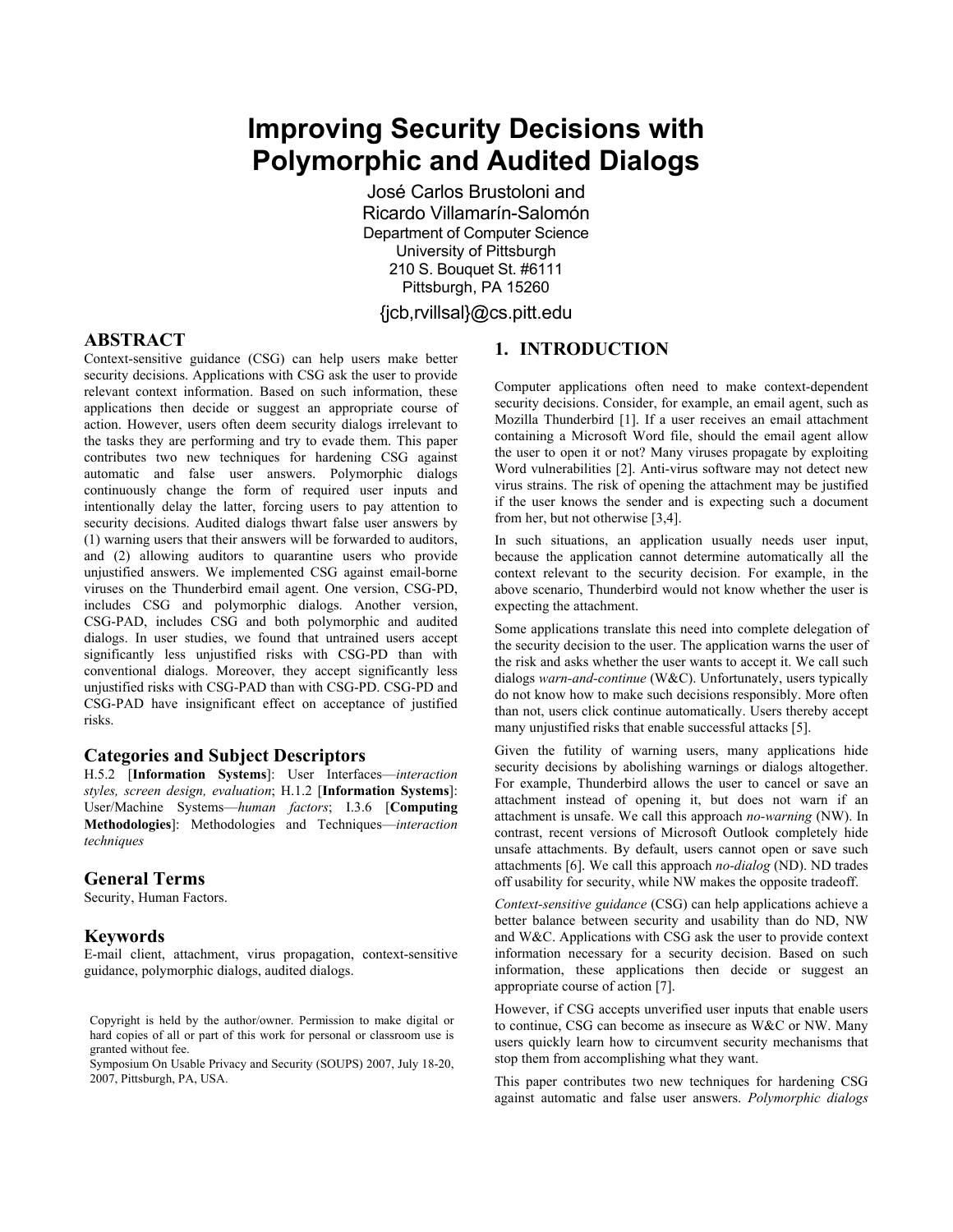# Improving Security Decisions with Polymorphic and Audited Dialogs

José Carlos Brustoloni and Ricardo Villamarín-Salomón
Department of Computer Science
University of Pittsburgh
210 S. Bouquet St. #6111
Pittsburgh, PA 15260

{jcb,rvillsal}@cs.pitt.edu

## ABSTRACT

Context-sensitive guidance (CSG) can help users make better security decisions. Applications with CSG ask the user to provide relevant context information. Based on such information, these applications then decide or suggest an appropriate course of action. However, users often deem security dialogs irrelevant to the tasks they are performing and try to evade them. This paper contributes two new techniques for hardening CSG against automatic and false user answers. Polymorphic dialogs continuously change the form of required user inputs and intentionally delay the latter, forcing users to pay attention to security decisions. Audited dialogs thwart false user answers by (1) warning users that their answers will be forwarded to auditors, and (2) allowing auditors to quarantine users who provide unjustified answers. We implemented CSG against email-borne viruses on the Thunderbird email agent. One version, CSG-PD, includes CSG and polymorphic dialogs. Another version, CSG-PAD, includes CSG and both polymorphic and audited dialogs. In user studies, we found that untrained users accept significantly less unjustified risks with CSG-PD than with conventional dialogs. Moreover, they accept significantly less unjustified risks with CSG-PAD than with CSG-PD. CSG-PD and CSG-PAD have insignificant effect on acceptance of justified risks.

### Categories and Subject Descriptors

H.5.2 [**Information Systems**]: User Interfaces—*interaction styles, screen design, evaluation*; H.1.2 [**Information Systems**]: User/Machine Systems—*human factors*; I.3.6 [**Computing Methodologies**]: Methodologies and Techniques—*interaction techniques*

### General Terms

Security, Human Factors.

### Keywords

E-mail client, attachment, virus propagation, context-sensitive guidance, polymorphic dialogs, audited dialogs.

Copyright is held by the author/owner. Permission to make digital or hard copies of all or part of this work for personal or classroom use is granted without fee.
Symposium On Usable Privacy and Security (SOUPS) 2007, July 18-20, 2007, Pittsburgh, PA, USA.

## 1. INTRODUCTION

Computer applications often need to make context-dependent security decisions. Consider, for example, an email agent, such as Mozilla Thunderbird [1]. If a user receives an email attachment containing a Microsoft Word file, should the email agent allow the user to open it or not? Many viruses propagate by exploiting Word vulnerabilities [2]. Anti-virus software may not detect new virus strains. The risk of opening the attachment may be justified if the user knows the sender and is expecting such a document from her, but not otherwise [3,4].

In such situations, an application usually needs user input, because the application cannot determine automatically all the context relevant to the security decision. For example, in the above scenario, Thunderbird would not know whether the user is expecting the attachment.

Some applications translate this need into complete delegation of the security decision to the user. The application warns the user of the risk and asks whether the user wants to accept it. We call such dialogs *warn-and-continue* (W&C). Unfortunately, users typically do not know how to make such decisions responsibly. More often than not, users click continue automatically. Users thereby accept many unjustified risks that enable successful attacks [5].

Given the futility of warning users, many applications hide security decisions by abolishing warnings or dialogs altogether. For example, Thunderbird allows the user to cancel or save an attachment instead of opening it, but does not warn if an attachment is unsafe. We call this approach *no-warning* (NW). In contrast, recent versions of Microsoft Outlook completely hide unsafe attachments. By default, users cannot open or save such attachments [6]. We call this approach *no-dialog* (ND). ND trades off usability for security, while NW makes the opposite tradeoff.

*Context-sensitive guidance* (CSG) can help applications achieve a better balance between security and usability than do ND, NW and W&C. Applications with CSG ask the user to provide context information necessary for a security decision. Based on such information, these applications then decide or suggest an appropriate course of action [7].

However, if CSG accepts unverified user inputs that enable users to continue, CSG can become as insecure as W&C or NW. Many users quickly learn how to circumvent security mechanisms that stop them from accomplishing what they want.

This paper contributes two new techniques for hardening CSG against automatic and false user answers. *Polymorphic dialogs*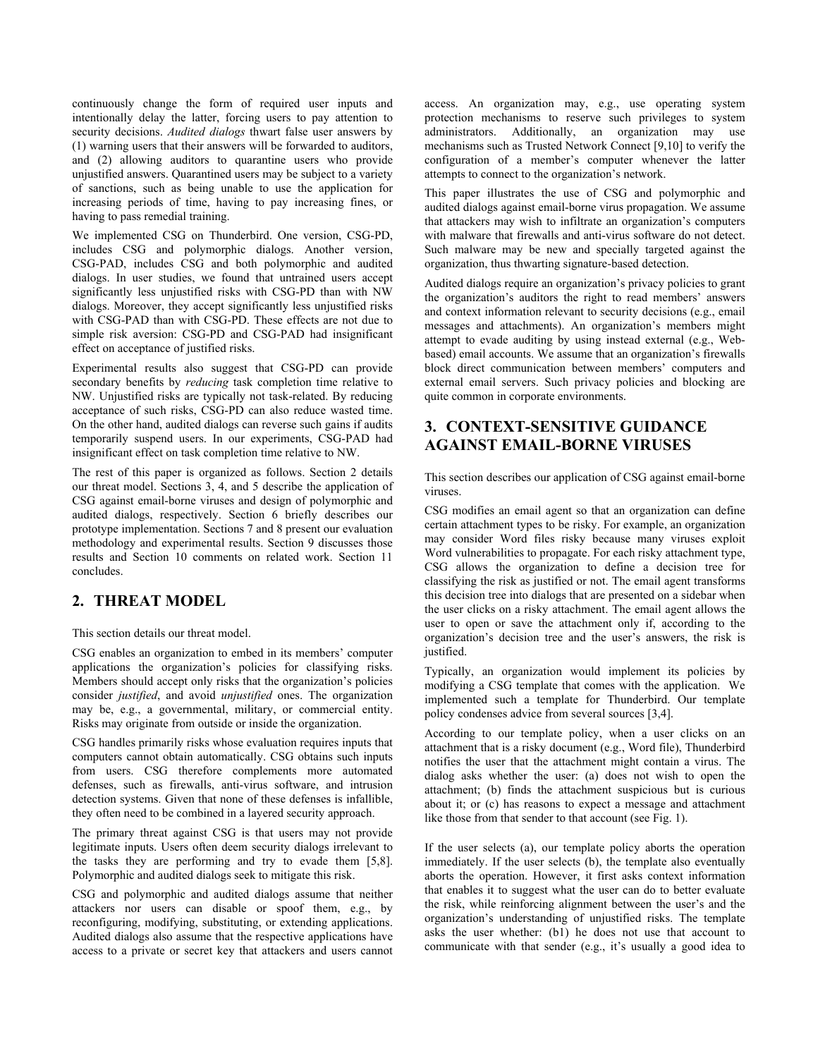continuously change the form of required user inputs and intentionally delay the latter, forcing users to pay attention to security decisions. *Audited dialogs* thwart false user answers by (1) warning users that their answers will be forwarded to auditors, and (2) allowing auditors to quarantine users who provide unjustified answers. Quarantined users may be subject to a variety of sanctions, such as being unable to use the application for increasing periods of time, having to pay increasing fines, or having to pass remedial training.

We implemented CSG on Thunderbird. One version, CSG-PD, includes CSG and polymorphic dialogs. Another version, CSG-PAD, includes CSG and both polymorphic and audited dialogs. In user studies, we found that untrained users accept significantly less unjustified risks with CSG-PD than with NW dialogs. Moreover, they accept significantly less unjustified risks with CSG-PAD than with CSG-PD. These effects are not due to simple risk aversion: CSG-PD and CSG-PAD had insignificant effect on acceptance of justified risks.

Experimental results also suggest that CSG-PD can provide secondary benefits by *reducing* task completion time relative to NW. Unjustified risks are typically not task-related. By reducing acceptance of such risks, CSG-PD can also reduce wasted time. On the other hand, audited dialogs can reverse such gains if audits temporarily suspend users. In our experiments, CSG-PAD had insignificant effect on task completion time relative to NW.

The rest of this paper is organized as follows. Section 2 details our threat model. Sections 3, 4, and 5 describe the application of CSG against email-borne viruses and design of polymorphic and audited dialogs, respectively. Section 6 briefly describes our prototype implementation. Sections 7 and 8 present our evaluation methodology and experimental results. Section 9 discusses those results and Section 10 comments on related work. Section 11 concludes.

## 2. THREAT MODEL

This section details our threat model.

CSG enables an organization to embed in its members' computer applications the organization's policies for classifying risks. Members should accept only risks that the organization's policies consider *justified*, and avoid *unjustified* ones. The organization may be, e.g., a governmental, military, or commercial entity. Risks may originate from outside or inside the organization.

CSG handles primarily risks whose evaluation requires inputs that computers cannot obtain automatically. CSG obtains such inputs from users. CSG therefore complements more automated defenses, such as firewalls, anti-virus software, and intrusion detection systems. Given that none of these defenses is infallible, they often need to be combined in a layered security approach.

The primary threat against CSG is that users may not provide legitimate inputs. Users often deem security dialogs irrelevant to the tasks they are performing and try to evade them [5,8]. Polymorphic and audited dialogs seek to mitigate this risk.

CSG and polymorphic and audited dialogs assume that neither attackers nor users can disable or spoof them, e.g., by reconfiguring, modifying, substituting, or extending applications. Audited dialogs also assume that the respective applications have access to a private or secret key that attackers and users cannot access. An organization may, e.g., use operating system protection mechanisms to reserve such privileges to system administrators. Additionally, an organization may use mechanisms such as Trusted Network Connect [9,10] to verify the configuration of a member's computer whenever the latter attempts to connect to the organization's network.

This paper illustrates the use of CSG and polymorphic and audited dialogs against email-borne virus propagation. We assume that attackers may wish to infiltrate an organization's computers with malware that firewalls and anti-virus software do not detect. Such malware may be new and specially targeted against the organization, thus thwarting signature-based detection.

Audited dialogs require an organization's privacy policies to grant the organization's auditors the right to read members' answers and context information relevant to security decisions (e.g., email messages and attachments). An organization's members might attempt to evade auditing by using instead external (e.g., Web-based) email accounts. We assume that an organization's firewalls block direct communication between members' computers and external email servers. Such privacy policies and blocking are quite common in corporate environments.

## 3. CONTEXT-SENSITIVE GUIDANCE AGAINST EMAIL-BORNE VIRUSES

This section describes our application of CSG against email-borne viruses.

CSG modifies an email agent so that an organization can define certain attachment types to be risky. For example, an organization may consider Word files risky because many viruses exploit Word vulnerabilities to propagate. For each risky attachment type, CSG allows the organization to define a decision tree for classifying the risk as justified or not. The email agent transforms this decision tree into dialogs that are presented on a sidebar when the user clicks on a risky attachment. The email agent allows the user to open or save the attachment only if, according to the organization's decision tree and the user's answers, the risk is justified.

Typically, an organization would implement its policies by modifying a CSG template that comes with the application. We implemented such a template for Thunderbird. Our template policy condenses advice from several sources [3,4].

According to our template policy, when a user clicks on an attachment that is a risky document (e.g., Word file), Thunderbird notifies the user that the attachment might contain a virus. The dialog asks whether the user: (a) does not wish to open the attachment; (b) finds the attachment suspicious but is curious about it; or (c) has reasons to expect a message and attachment like those from that sender to that account (see Fig. 1).

If the user selects (a), our template policy aborts the operation immediately. If the user selects (b), the template also eventually aborts the operation. However, it first asks context information that enables it to suggest what the user can do to better evaluate the risk, while reinforcing alignment between the user's and the organization's understanding of unjustified risks. The template asks the user whether: (b1) he does not use that account to communicate with that sender (e.g., it's usually a good idea to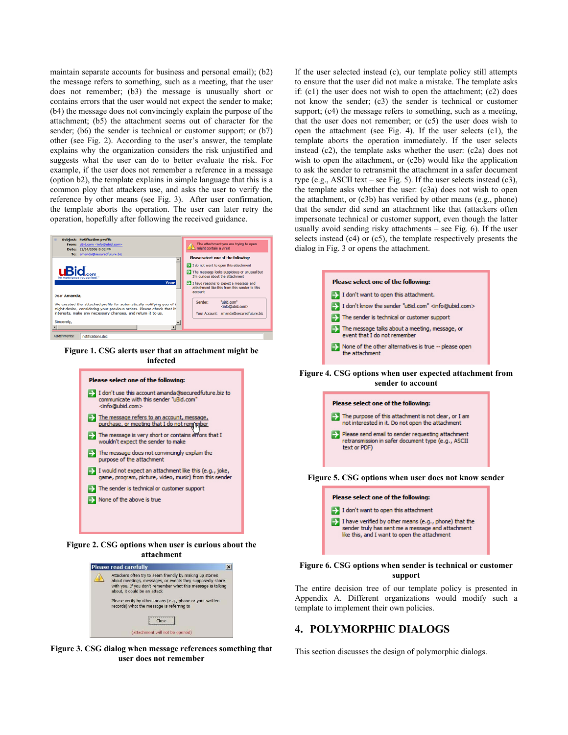maintain separate accounts for business and personal email); (b2) the message refers to something, such as a meeting, that the user does not remember; (b3) the message is unusually short or contains errors that the user would not expect the sender to make; (b4) the message does not convincingly explain the purpose of the attachment; (b5) the attachment seems out of character for the sender; (b6) the sender is technical or customer support; or (b7) other (see Fig. 2). According to the user's answer, the template explains why the organization considers the risk unjustified and suggests what the user can do to better evaluate the risk. For example, if the user does not remember a reference in a message (option b2), the template explains in simple language that this is a common ploy that attackers use, and asks the user to verify the reference by other means (see Fig. 3). After user confirmation, the template aborts the operation. The user can later retry the operation, hopefully after following the received guidance.

**Figure 1. CSG alerts user that an attachment might be infected**

**Figure 2. CSG options when user is curious about the attachment**

**Figure 3. CSG dialog when message references something that user does not remember**

If the user selected instead (c), our template policy still attempts to ensure that the user did not make a mistake. The template asks if: (c1) the user does not wish to open the attachment; (c2) does not know the sender; (c3) the sender is technical or customer support; (c4) the message refers to something, such as a meeting, that the user does not remember; or (c5) the user does wish to open the attachment (see Fig. 4). If the user selects (c1), the template aborts the operation immediately. If the user selects instead (c2), the template asks whether the user: (c2a) does not wish to open the attachment, or (c2b) would like the application to ask the sender to retransmit the attachment in a safer document type (e.g., ASCII text – see Fig. 5). If the user selects instead (c3), the template asks whether the user: (c3a) does not wish to open the attachment, or (c3b) has verified by other means (e.g., phone) that the sender did send an attachment like that (attackers often impersonate technical or customer support, even though the latter usually avoid sending risky attachments – see Fig. 6). If the user selects instead (c4) or (c5), the template respectively presents the dialog in Fig. 3 or opens the attachment.

**Figure 4. CSG options when user expected attachment from sender to account**

**Figure 5. CSG options when user does not know sender**

**Figure 6. CSG options when sender is technical or customer support**

The entire decision tree of our template policy is presented in Appendix A. Different organizations would modify such a template to implement their own policies.

## 4. POLYMORPHIC DIALOGS

This section discusses the design of polymorphic dialogs.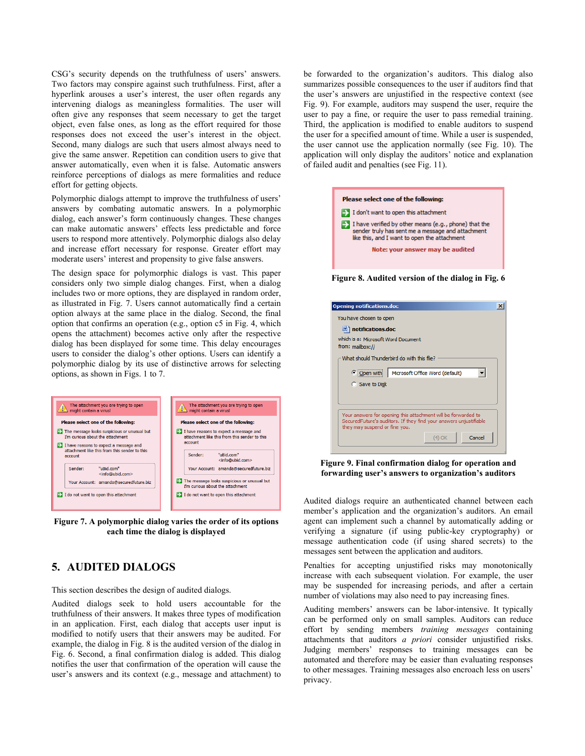CSG's security depends on the truthfulness of users' answers. Two factors may conspire against such truthfulness. First, after a hyperlink arouses a user's interest, the user often regards any intervening dialogs as meaningless formalities. The user will often give any responses that seem necessary to get the target object, even false ones, as long as the effort required for those responses does not exceed the user's interest in the object. Second, many dialogs are such that users almost always need to give the same answer. Repetition can condition users to give that answer automatically, even when it is false. Automatic answers reinforce perceptions of dialogs as mere formalities and reduce effort for getting objects.

Polymorphic dialogs attempt to improve the truthfulness of users' answers by combating automatic answers. In a polymorphic dialog, each answer's form continuously changes. These changes can make automatic answers' effects less predictable and force users to respond more attentively. Polymorphic dialogs also delay and increase effort necessary for response. Greater effort may moderate users' interest and propensity to give false answers.

The design space for polymorphic dialogs is vast. This paper considers only two simple dialog changes. First, when a dialog includes two or more options, they are displayed in random order, as illustrated in Fig. 7. Users cannot automatically find a certain option always at the same place in the dialog. Second, the final option that confirms an operation (e.g., option c5 in Fig. 4, which opens the attachment) becomes active only after the respective dialog has been displayed for some time. This delay encourages users to consider the dialog's other options. Users can identify a polymorphic dialog by its use of distinctive arrows for selecting options, as shown in Figs. 1 to 7.

The attachment you are trying to open might contain a virus!

Please select one of the following:

The message looks suspicious or unusual but I'm curious about the attachment

I have reasons to expect a message and attachment like this from this sender to this account

Sender: "uBid.com" <info@ubid.com>

Your Account: amanda@securedfuture.biz

I do not want to open this attachment

The attachment you are trying to open might contain a virus!

Please select one of the following:

I have reasons to expect a message and attachment like this from this sender to this account

Sender: "uBid.com" <info@ubid.com>

Your Account: amanda@securedfuture.biz

The message looks suspicious or unusual but I'm curious about the attachment

I do not want to open this attachment

**Figure 7. A polymorphic dialog varies the order of its options each time the dialog is displayed**

## 5. AUDITED DIALOGS

This section describes the design of audited dialogs.

Audited dialogs seek to hold users accountable for the truthfulness of their answers. It makes three types of modification in an application. First, each dialog that accepts user input is modified to notify users that their answers may be audited. For example, the dialog in Fig. 8 is the audited version of the dialog in Fig. 6. Second, a final confirmation dialog is added. This dialog notifies the user that confirmation of the operation will cause the user's answers and its context (e.g., message and attachment) to be forwarded to the organization's auditors. This dialog also summarizes possible consequences to the user if auditors find that the user's answers are unjustified in the respective context (see Fig. 9). For example, auditors may suspend the user, require the user to pay a fine, or require the user to pass remedial training. Third, the application is modified to enable auditors to suspend the user for a specified amount of time. While a user is suspended, the user cannot use the application normally (see Fig. 10). The application will only display the auditors' notice and explanation of failed audit and penalties (see Fig. 11).

Please select one of the following:

I don't want to open this attachment

I have verified by other means (e.g., phone) that the sender truly has sent me a message and attachment like this, and I want to open the attachment

Note: your answer may be audited

**Figure 8. Audited version of the dialog in Fig. 6**

Opening notifications.doc

You have chosen to open

notifications.doc

which is a: Microsoft Word Document

from: mailbox://

What should Thunderbird do with this file?

Open with Microsoft Office Word (default)

Save to Disk

Your answers for opening this attachment will be forwarded to SecuredFuture's auditors. If they find your answers unjustifiable they may suspend or fine you.

(4) OK Cancel

**Figure 9. Final confirmation dialog for operation and forwarding user's answers to organization's auditors**

Audited dialogs require an authenticated channel between each member's application and the organization's auditors. An email agent can implement such a channel by automatically adding or verifying a signature (if using public-key cryptography) or message authentication code (if using shared secrets) to the messages sent between the application and auditors.

Penalties for accepting unjustified risks may monotonically increase with each subsequent violation. For example, the user may be suspended for increasing periods, and after a certain number of violations may also need to pay increasing fines.

Auditing members' answers can be labor-intensive. It typically can be performed only on small samples. Auditors can reduce effort by sending members *training messages* containing attachments that auditors *a priori* consider unjustified risks. Judging members' responses to training messages can be automated and therefore may be easier than evaluating responses to other messages. Training messages also encroach less on users' privacy.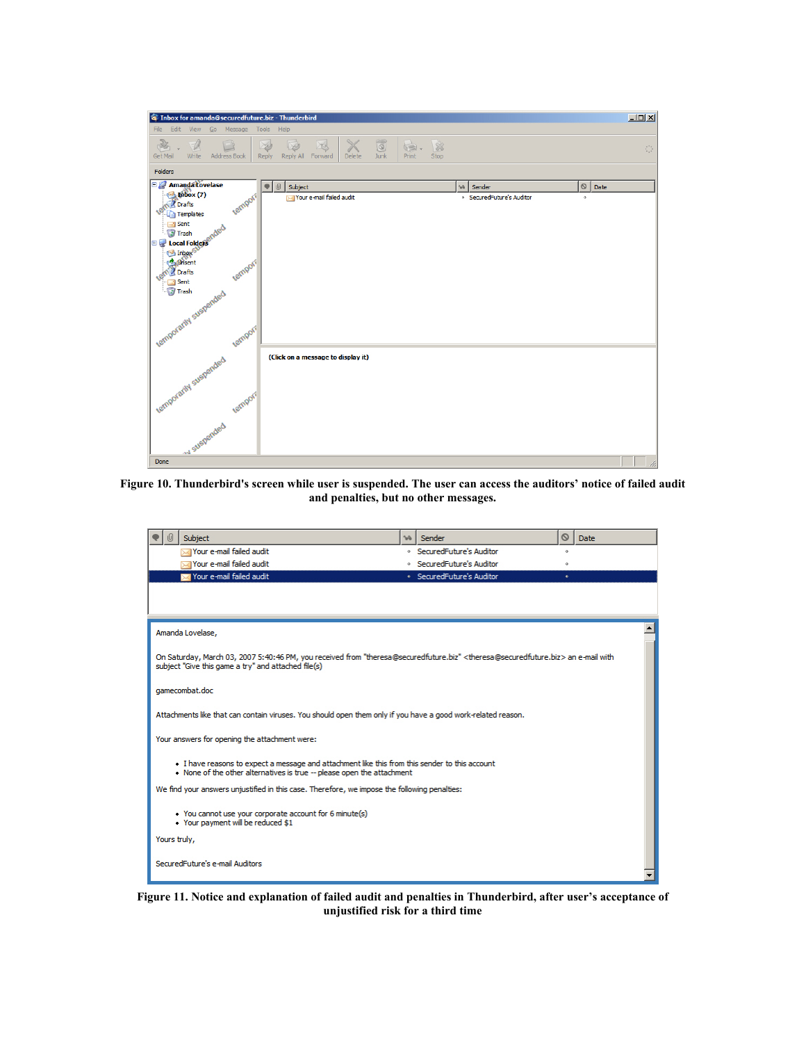**Figure 10. Thunderbird's screen while user is suspended. The user can access the auditors' notice of failed audit and penalties, but no other messages.**

**Figure 11. Notice and explanation of failed audit and penalties in Thunderbird, after user's acceptance of unjustified risk for a third time**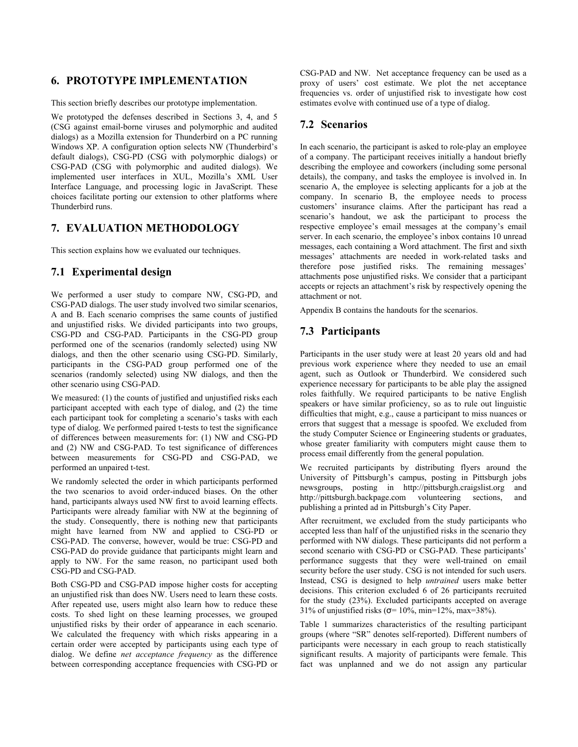## 6. PROTOTYPE IMPLEMENTATION

This section briefly describes our prototype implementation.

We prototyped the defenses described in Sections 3, 4, and 5 (CSG against email-borne viruses and polymorphic and audited dialogs) as a Mozilla extension for Thunderbird on a PC running Windows XP. A configuration option selects NW (Thunderbird's default dialogs), CSG-PD (CSG with polymorphic dialogs) or CSG-PAD (CSG with polymorphic and audited dialogs). We implemented user interfaces in XUL, Mozilla's XML User Interface Language, and processing logic in JavaScript. These choices facilitate porting our extension to other platforms where Thunderbird runs.

## 7. EVALUATION METHODOLOGY

This section explains how we evaluated our techniques.

### 7.1 Experimental design

We performed a user study to compare NW, CSG-PD, and CSG-PAD dialogs. The user study involved two similar scenarios, A and B. Each scenario comprises the same counts of justified and unjustified risks. We divided participants into two groups, CSG-PD and CSG-PAD. Participants in the CSG-PD group performed one of the scenarios (randomly selected) using NW dialogs, and then the other scenario using CSG-PD. Similarly, participants in the CSG-PAD group performed one of the scenarios (randomly selected) using NW dialogs, and then the other scenario using CSG-PAD.

We measured: (1) the counts of justified and unjustified risks each participant accepted with each type of dialog, and (2) the time each participant took for completing a scenario's tasks with each type of dialog. We performed paired t-tests to test the significance of differences between measurements for: (1) NW and CSG-PD and (2) NW and CSG-PAD. To test significance of differences between measurements for CSG-PD and CSG-PAD, we performed an unpaired t-test.

We randomly selected the order in which participants performed the two scenarios to avoid order-induced biases. On the other hand, participants always used NW first to avoid learning effects. Participants were already familiar with NW at the beginning of the study. Consequently, there is nothing new that participants might have learned from NW and applied to CSG-PD or CSG-PAD. The converse, however, would be true: CSG-PD and CSG-PAD do provide guidance that participants might learn and apply to NW. For the same reason, no participant used both CSG-PD and CSG-PAD.

Both CSG-PD and CSG-PAD impose higher costs for accepting an unjustified risk than does NW. Users need to learn these costs. After repeated use, users might also learn how to reduce these costs. To shed light on these learning processes, we grouped unjustified risks by their order of appearance in each scenario. We calculated the frequency with which risks appearing in a certain order were accepted by participants using each type of dialog. We define *net acceptance frequency* as the difference between corresponding acceptance frequencies with CSG-PD or CSG-PAD and NW. Net acceptance frequency can be used as a proxy of users' cost estimate. We plot the net acceptance frequencies vs. order of unjustified risk to investigate how cost estimates evolve with continued use of a type of dialog.

### 7.2 Scenarios

In each scenario, the participant is asked to role-play an employee of a company. The participant receives initially a handout briefly describing the employee and coworkers (including some personal details), the company, and tasks the employee is involved in. In scenario A, the employee is selecting applicants for a job at the company. In scenario B, the employee needs to process customers' insurance claims. After the participant has read a scenario's handout, we ask the participant to process the respective employee's email messages at the company's email server. In each scenario, the employee's inbox contains 10 unread messages, each containing a Word attachment. The first and sixth messages' attachments are needed in work-related tasks and therefore pose justified risks. The remaining messages' attachments pose unjustified risks. We consider that a participant accepts or rejects an attachment's risk by respectively opening the attachment or not.

Appendix B contains the handouts for the scenarios.

### 7.3 Participants

Participants in the user study were at least 20 years old and had previous work experience where they needed to use an email agent, such as Outlook or Thunderbird. We considered such experience necessary for participants to be able play the assigned roles faithfully. We required participants to be native English speakers or have similar proficiency, so as to rule out linguistic difficulties that might, e.g., cause a participant to miss nuances or errors that suggest that a message is spoofed. We excluded from the study Computer Science or Engineering students or graduates, whose greater familiarity with computers might cause them to process email differently from the general population.

We recruited participants by distributing flyers around the University of Pittsburgh's campus, posting in Pittsburgh jobs newsgroups, posting in http://pittsburgh.craigslist.org and http://pittsburgh.backpage.com volunteering sections, and publishing a printed ad in Pittsburgh's City Paper.

After recruitment, we excluded from the study participants who accepted less than half of the unjustified risks in the scenario they performed with NW dialogs. These participants did not perform a second scenario with CSG-PD or CSG-PAD. These participants' performance suggests that they were well-trained on email security before the user study. CSG is not intended for such users. Instead, CSG is designed to help *untrained* users make better decisions. This criterion excluded 6 of 26 participants recruited for the study (23%). Excluded participants accepted on average 31% of unjustified risks ($\sigma$= 10%, min=12%, max=38%).

Table 1 summarizes characteristics of the resulting participant groups (where "SR" denotes self-reported). Different numbers of participants were necessary in each group to reach statistically significant results. A majority of participants were female. This fact was unplanned and we do not assign any particular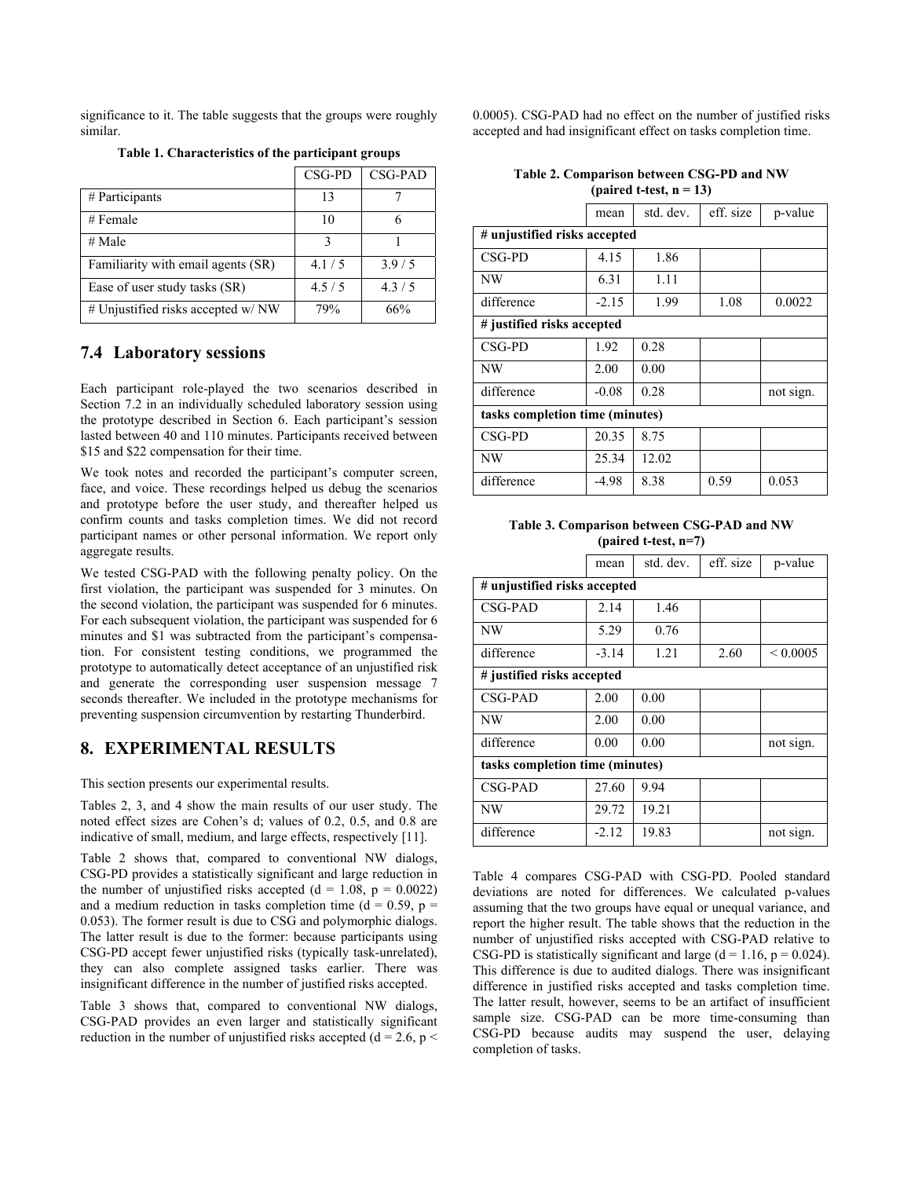significance to it. The table suggests that the groups were roughly similar.

**Table 1. Characteristics of the participant groups**

| | CSG-PD | CSG-PAD |
|---|---|---|
| # Participants | 13 | 7 |
| # Female | 10 | 6 |
| # Male | 3 | 1 |
| Familiarity with email agents (SR) | 4.1 / 5 | 3.9 / 5 |
| Ease of user study tasks (SR) | 4.5 / 5 | 4.3 / 5 |
| # Unjustified risks accepted w/ NW | 79% | 66% |

## 7.4 Laboratory sessions

Each participant role-played the two scenarios described in Section 7.2 in an individually scheduled laboratory session using the prototype described in Section 6. Each participant's session lasted between 40 and 110 minutes. Participants received between \$15 and \$22 compensation for their time.

We took notes and recorded the participant's computer screen, face, and voice. These recordings helped us debug the scenarios and prototype before the user study, and thereafter helped us confirm counts and tasks completion times. We did not record participant names or other personal information. We report only aggregate results.

We tested CSG-PAD with the following penalty policy. On the first violation, the participant was suspended for 3 minutes. On the second violation, the participant was suspended for 6 minutes. For each subsequent violation, the participant was suspended for 6 minutes and \$1 was subtracted from the participant's compensation. For consistent testing conditions, we programmed the prototype to automatically detect acceptance of an unjustified risk and generate the corresponding user suspension message 7 seconds thereafter. We included in the prototype mechanisms for preventing suspension circumvention by restarting Thunderbird.

# 8. EXPERIMENTAL RESULTS

This section presents our experimental results.

Tables 2, 3, and 4 show the main results of our user study. The noted effect sizes are Cohen's d; values of 0.2, 0.5, and 0.8 are indicative of small, medium, and large effects, respectively [11].

Table 2 shows that, compared to conventional NW dialogs, CSG-PD provides a statistically significant and large reduction in the number of unjustified risks accepted ($d = 1.08$, $p = 0.0022$) and a medium reduction in tasks completion time ($d = 0.59$, $p = 0.053$). The former result is due to CSG and polymorphic dialogs. The latter result is due to the former: because participants using CSG-PD accept fewer unjustified risks (typically task-unrelated), they can also complete assigned tasks earlier. There was insignificant difference in the number of justified risks accepted.

Table 3 shows that, compared to conventional NW dialogs, CSG-PAD provides an even larger and statistically significant reduction in the number of unjustified risks accepted ($d = 2.6$, $p < 0.0005$). CSG-PAD had no effect on the number of justified risks accepted and had insignificant effect on tasks completion time.

**Table 2. Comparison between CSG-PD and NW (paired t-test, n = 13)**

| | mean | std. dev. | eff. size | p-value |
|---|---|---|---|---|
| **# unjustified risks accepted** | | | | |
| CSG-PD | 4.15 | 1.86 | | |
| NW | 6.31 | 1.11 | | |
| difference | -2.15 | 1.99 | 1.08 | 0.0022 |
| **# justified risks accepted** | | | | |
| CSG-PD | 1.92 | 0.28 | | |
| NW | 2.00 | 0.00 | | |
| difference | -0.08 | 0.28 | | not sign. |
| **tasks completion time (minutes)** | | | | |
| CSG-PD | 20.35 | 8.75 | | |
| NW | 25.34 | 12.02 | | |
| difference | -4.98 | 8.38 | 0.59 | 0.053 |

**Table 3. Comparison between CSG-PAD and NW (paired t-test, n=7)**

| | mean | std. dev. | eff. size | p-value |
|---|---|---|---|---|
| **# unjustified risks accepted** | | | | |
| CSG-PAD | 2.14 | 1.46 | | |
| NW | 5.29 | 0.76 | | |
| difference | -3.14 | 1.21 | 2.60 | < 0.0005 |
| **# justified risks accepted** | | | | |
| CSG-PAD | 2.00 | 0.00 | | |
| NW | 2.00 | 0.00 | | |
| difference | 0.00 | 0.00 | | not sign. |
| **tasks completion time (minutes)** | | | | |
| CSG-PAD | 27.60 | 9.94 | | |
| NW | 29.72 | 19.21 | | |
| difference | -2.12 | 19.83 | | not sign. |

Table 4 compares CSG-PAD with CSG-PD. Pooled standard deviations are noted for differences. We calculated p-values assuming that the two groups have equal or unequal variance, and report the higher result. The table shows that the reduction in the number of unjustified risks accepted with CSG-PAD relative to CSG-PD is statistically significant and large ($d = 1.16$, $p = 0.024$). This difference is due to audited dialogs. There was insignificant difference in justified risks accepted and tasks completion time. The latter result, however, seems to be an artifact of insufficient sample size. CSG-PAD can be more time-consuming than CSG-PD because audits may suspend the user, delaying completion of tasks.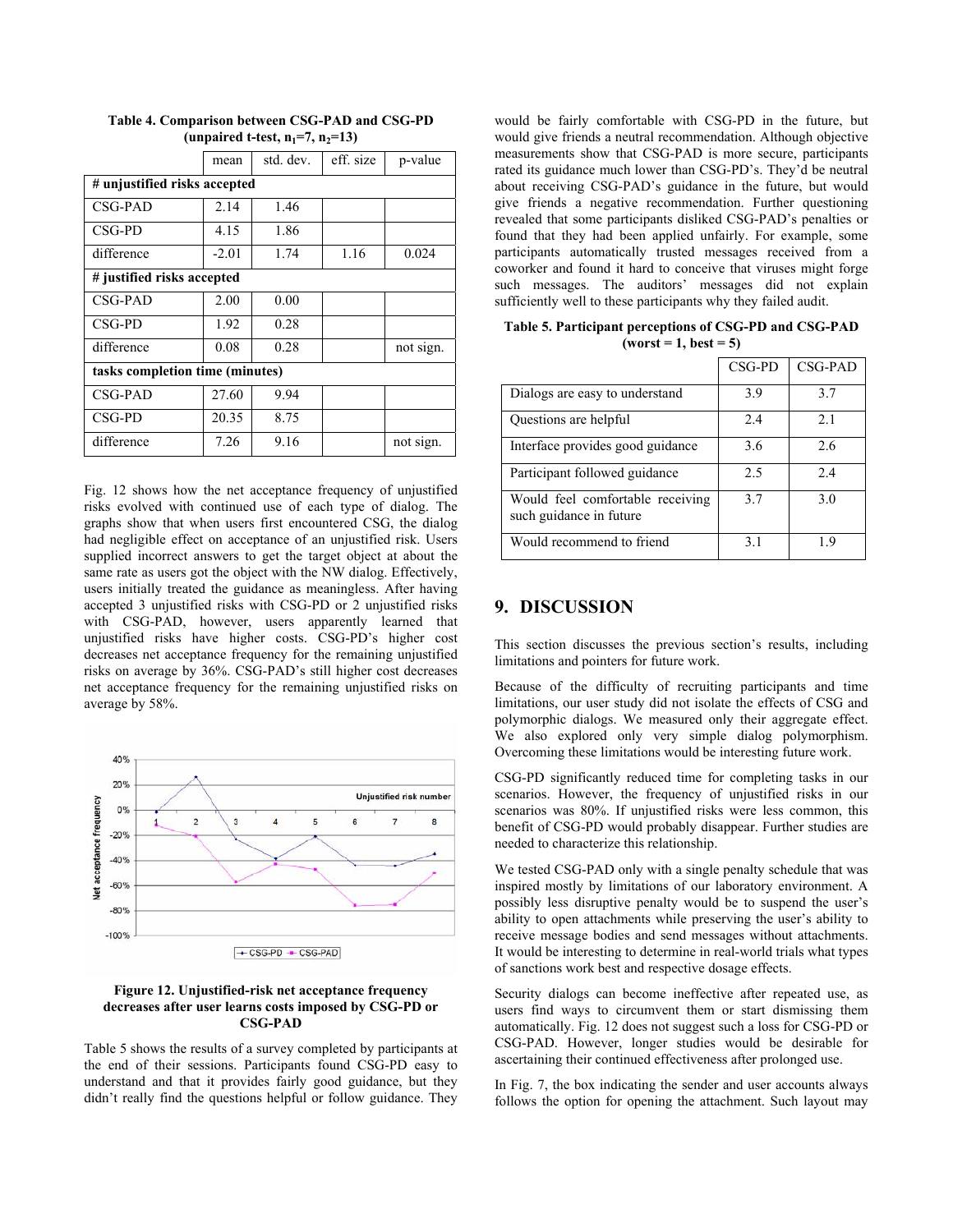**Table 4. Comparison between CSG-PAD and CSG-PD (unpaired t-test, $n_1$=7, $n_2$=13)**

| | mean | std. dev. | eff. size | p-value |
|---|---|---|---|---|
| **# unjustified risks accepted** | | | | |
| CSG-PAD | 2.14 | 1.46 | | |
| CSG-PD | 4.15 | 1.86 | | |
| difference | -2.01 | 1.74 | 1.16 | 0.024 |
| **# justified risks accepted** | | | | |
| CSG-PAD | 2.00 | 0.00 | | |
| CSG-PD | 1.92 | 0.28 | | |
| difference | 0.08 | 0.28 | | not sign. |
| **tasks completion time (minutes)** | | | | |
| CSG-PAD | 27.60 | 9.94 | | |
| CSG-PD | 20.35 | 8.75 | | |
| difference | 7.26 | 9.16 | | not sign. |

Fig. 12 shows how the net acceptance frequency of unjustified risks evolved with continued use of each type of dialog. The graphs show that when users first encountered CSG, the dialog had negligible effect on acceptance of an unjustified risk. Users supplied incorrect answers to get the target object at about the same rate as users got the object with the NW dialog. Effectively, users initially treated the guidance as meaningless. After having accepted 3 unjustified risks with CSG-PD or 2 unjustified risks with CSG-PAD, however, users apparently learned that unjustified risks have higher costs. CSG-PD's higher cost decreases net acceptance frequency for the remaining unjustified risks on average by 36%. CSG-PAD's still higher cost decreases net acceptance frequency for the remaining unjustified risks on average by 58%.

**Figure 12. Unjustified-risk net acceptance frequency decreases after user learns costs imposed by CSG-PD or CSG-PAD**

Table 5 shows the results of a survey completed by participants at the end of their sessions. Participants found CSG-PD easy to understand and that it provides fairly good guidance, but they didn't really find the questions helpful or follow guidance. They would be fairly comfortable with CSG-PD in the future, but would give friends a neutral recommendation. Although objective measurements show that CSG-PAD is more secure, participants rated its guidance much lower than CSG-PD's. They'd be neutral about receiving CSG-PAD's guidance in the future, but would give friends a negative recommendation. Further questioning revealed that some participants disliked CSG-PAD's penalties or found that they had been applied unfairly. For example, some participants automatically trusted messages received from a coworker and found it hard to conceive that viruses might forge such messages. The auditors' messages did not explain sufficiently well to these participants why they failed audit.

**Table 5. Participant perceptions of CSG-PD and CSG-PAD (worst = 1, best = 5)**

| | CSG-PD | CSG-PAD |
|---|---|---|
| Dialogs are easy to understand | 3.9 | 3.7 |
| Questions are helpful | 2.4 | 2.1 |
| Interface provides good guidance | 3.6 | 2.6 |
| Participant followed guidance | 2.5 | 2.4 |
| Would feel comfortable receiving such guidance in future | 3.7 | 3.0 |
| Would recommend to friend | 3.1 | 1.9 |

## 9. DISCUSSION

This section discusses the previous section's results, including limitations and pointers for future work.

Because of the difficulty of recruiting participants and time limitations, our user study did not isolate the effects of CSG and polymorphic dialogs. We measured only their aggregate effect. We also explored only very simple dialog polymorphism. Overcoming these limitations would be interesting future work.

CSG-PD significantly reduced time for completing tasks in our scenarios. However, the frequency of unjustified risks in our scenarios was 80%. If unjustified risks were less common, this benefit of CSG-PD would probably disappear. Further studies are needed to characterize this relationship.

We tested CSG-PAD only with a single penalty schedule that was inspired mostly by limitations of our laboratory environment. A possibly less disruptive penalty would be to suspend the user's ability to open attachments while preserving the user's ability to receive message bodies and send messages without attachments. It would be interesting to determine in real-world trials what types of sanctions work best and respective dosage effects.

Security dialogs can become ineffective after repeated use, as users find ways to circumvent them or start dismissing them automatically. Fig. 12 does not suggest such a loss for CSG-PD or CSG-PAD. However, longer studies would be desirable for ascertaining their continued effectiveness after prolonged use.

In Fig. 7, the box indicating the sender and user accounts always follows the option for opening the attachment. Such layout may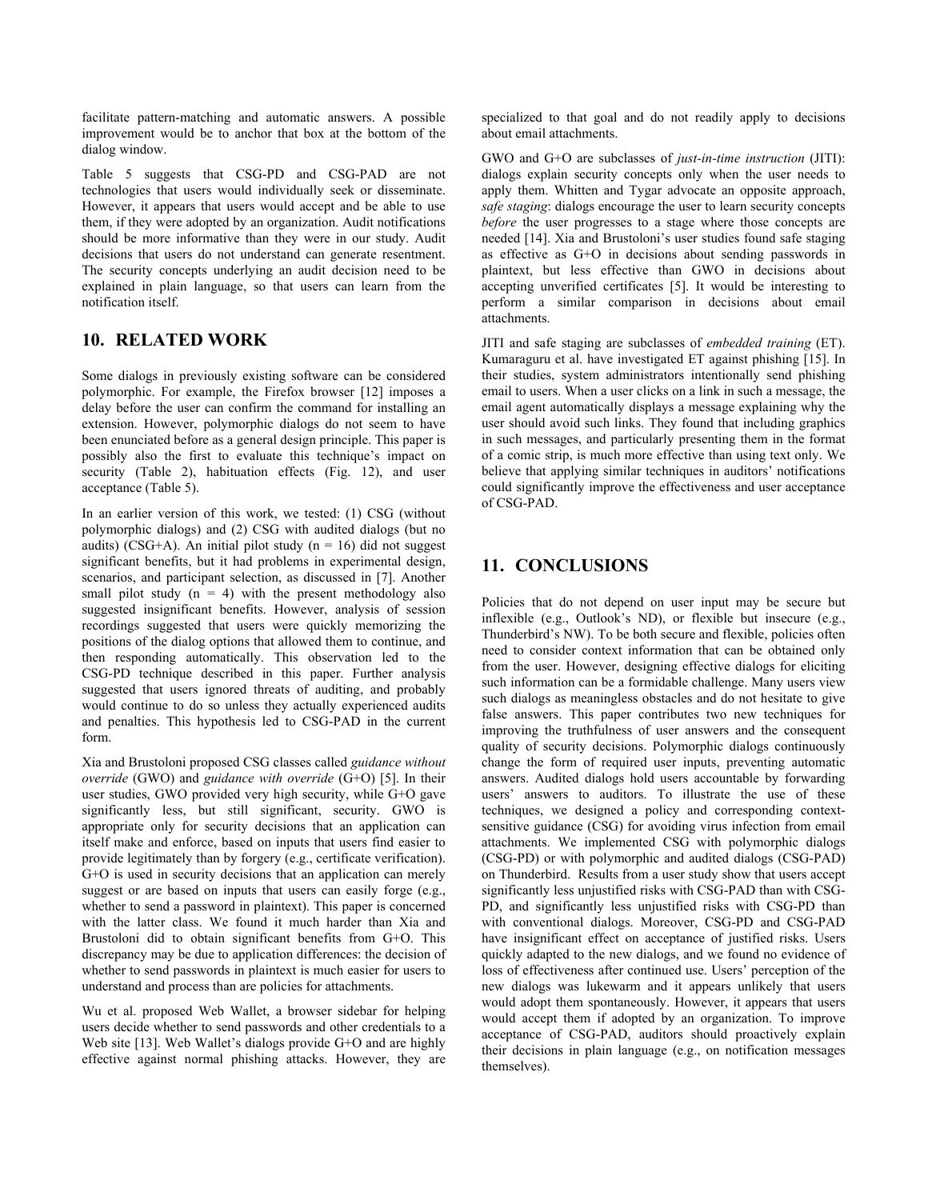facilitate pattern-matching and automatic answers. A possible improvement would be to anchor that box at the bottom of the dialog window.

Table 5 suggests that CSG-PD and CSG-PAD are not technologies that users would individually seek or disseminate. However, it appears that users would accept and be able to use them, if they were adopted by an organization. Audit notifications should be more informative than they were in our study. Audit decisions that users do not understand can generate resentment. The security concepts underlying an audit decision need to be explained in plain language, so that users can learn from the notification itself.

## 10. RELATED WORK

Some dialogs in previously existing software can be considered polymorphic. For example, the Firefox browser [12] imposes a delay before the user can confirm the command for installing an extension. However, polymorphic dialogs do not seem to have been enunciated before as a general design principle. This paper is possibly also the first to evaluate this technique's impact on security (Table 2), habituation effects (Fig. 12), and user acceptance (Table 5).

In an earlier version of this work, we tested: (1) CSG (without polymorphic dialogs) and (2) CSG with audited dialogs (but no audits) (CSG+A). An initial pilot study (n = 16) did not suggest significant benefits, but it had problems in experimental design, scenarios, and participant selection, as discussed in [7]. Another small pilot study (n = 4) with the present methodology also suggested insignificant benefits. However, analysis of session recordings suggested that users were quickly memorizing the positions of the dialog options that allowed them to continue, and then responding automatically. This observation led to the CSG-PD technique described in this paper. Further analysis suggested that users ignored threats of auditing, and probably would continue to do so unless they actually experienced audits and penalties. This hypothesis led to CSG-PAD in the current form.

Xia and Brustoloni proposed CSG classes called *guidance without override* (GWO) and *guidance with override* (G+O) [5]. In their user studies, GWO provided very high security, while G+O gave significantly less, but still significant, security. GWO is appropriate only for security decisions that an application can itself make and enforce, based on inputs that users find easier to provide legitimately than by forgery (e.g., certificate verification). G+O is used in security decisions that an application can merely suggest or are based on inputs that users can easily forge (e.g., whether to send a password in plaintext). This paper is concerned with the latter class. We found it much harder than Xia and Brustoloni did to obtain significant benefits from G+O. This discrepancy may be due to application differences: the decision of whether to send passwords in plaintext is much easier for users to understand and process than are policies for attachments.

Wu et al. proposed Web Wallet, a browser sidebar for helping users decide whether to send passwords and other credentials to a Web site [13]. Web Wallet's dialogs provide G+O and are highly effective against normal phishing attacks. However, they are specialized to that goal and do not readily apply to decisions about email attachments.

GWO and G+O are subclasses of *just-in-time instruction* (JITI): dialogs explain security concepts only when the user needs to apply them. Whitten and Tygar advocate an opposite approach, *safe staging*: dialogs encourage the user to learn security concepts *before* the user progresses to a stage where those concepts are needed [14]. Xia and Brustoloni's user studies found safe staging as effective as G+O in decisions about sending passwords in plaintext, but less effective than GWO in decisions about accepting unverified certificates [5]. It would be interesting to perform a similar comparison in decisions about email attachments.

JITI and safe staging are subclasses of *embedded training* (ET). Kumaraguru et al. have investigated ET against phishing [15]. In their studies, system administrators intentionally send phishing email to users. When a user clicks on a link in such a message, the email agent automatically displays a message explaining why the user should avoid such links. They found that including graphics in such messages, and particularly presenting them in the format of a comic strip, is much more effective than using text only. We believe that applying similar techniques in auditors' notifications could significantly improve the effectiveness and user acceptance of CSG-PAD.

## 11. CONCLUSIONS

Policies that do not depend on user input may be secure but inflexible (e.g., Outlook's ND), or flexible but insecure (e.g., Thunderbird's NW). To be both secure and flexible, policies often need to consider context information that can be obtained only from the user. However, designing effective dialogs for eliciting such information can be a formidable challenge. Many users view such dialogs as meaningless obstacles and do not hesitate to give false answers. This paper contributes two new techniques for improving the truthfulness of user answers and the consequent quality of security decisions. Polymorphic dialogs continuously change the form of required user inputs, preventing automatic answers. Audited dialogs hold users accountable by forwarding users' answers to auditors. To illustrate the use of these techniques, we designed a policy and corresponding context-sensitive guidance (CSG) for avoiding virus infection from email attachments. We implemented CSG with polymorphic dialogs (CSG-PD) or with polymorphic and audited dialogs (CSG-PAD) on Thunderbird. Results from a user study show that users accept significantly less unjustified risks with CSG-PAD than with CSG-PD, and significantly less unjustified risks with CSG-PD than with conventional dialogs. Moreover, CSG-PD and CSG-PAD have insignificant effect on acceptance of justified risks. Users quickly adapted to the new dialogs, and we found no evidence of loss of effectiveness after continued use. Users' perception of the new dialogs was lukewarm and it appears unlikely that users would adopt them spontaneously. However, it appears that users would accept them if adopted by an organization. To improve acceptance of CSG-PAD, auditors should proactively explain their decisions in plain language (e.g., on notification messages themselves).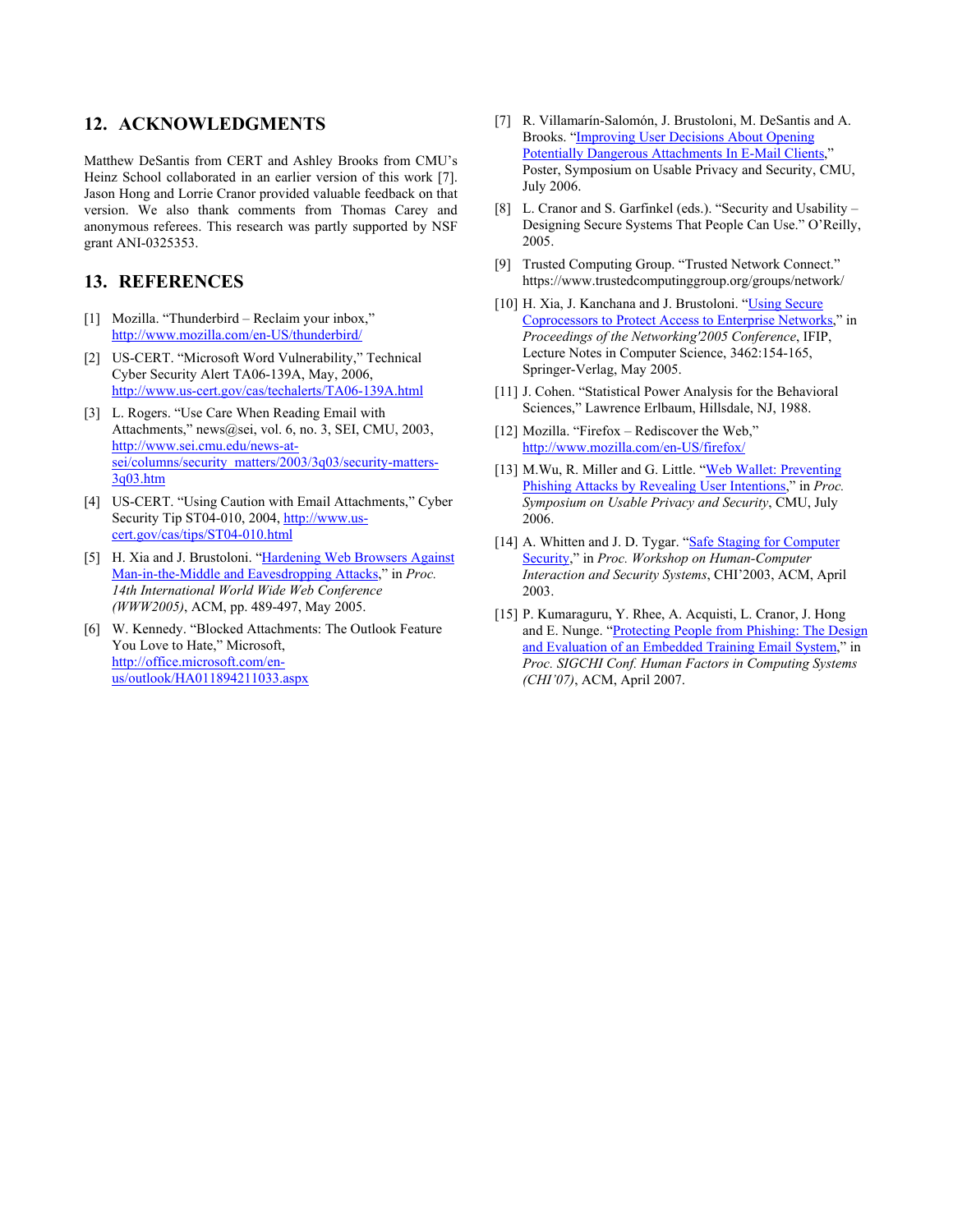## 12. ACKNOWLEDGMENTS

Matthew DeSantis from CERT and Ashley Brooks from CMU's Heinz School collaborated in an earlier version of this work [7]. Jason Hong and Lorrie Cranor provided valuable feedback on that version. We also thank comments from Thomas Carey and anonymous referees. This research was partly supported by NSF grant ANI-0325353.

## 13. REFERENCES

[1] Mozilla. "Thunderbird – Reclaim your inbox," http://www.mozilla.com/en-US/thunderbird/

[2] US-CERT. "Microsoft Word Vulnerability," Technical Cyber Security Alert TA06-139A, May, 2006, http://www.us-cert.gov/cas/techalerts/TA06-139A.html

[3] L. Rogers. "Use Care When Reading Email with Attachments," news@sei, vol. 6, no. 3, SEI, CMU, 2003, http://www.sei.cmu.edu/news-at-sei/columns/security_matters/2003/3q03/security-matters-3q03.htm

[4] US-CERT. "Using Caution with Email Attachments," Cyber Security Tip ST04-010, 2004, http://www.us-cert.gov/cas/tips/ST04-010.html

[5] H. Xia and J. Brustoloni. "Hardening Web Browsers Against Man-in-the-Middle and Eavesdropping Attacks," in *Proc. 14th International World Wide Web Conference (WWW2005)*, ACM, pp. 489-497, May 2005.

[6] W. Kennedy. "Blocked Attachments: The Outlook Feature You Love to Hate," Microsoft, http://office.microsoft.com/en-us/outlook/HA011894211033.aspx

[7] R. Villamarín-Salomón, J. Brustoloni, M. DeSantis and A. Brooks. "Improving User Decisions About Opening Potentially Dangerous Attachments In E-Mail Clients," Poster, Symposium on Usable Privacy and Security, CMU, July 2006.

[8] L. Cranor and S. Garfinkel (eds.). "Security and Usability – Designing Secure Systems That People Can Use." O'Reilly, 2005.

[9] Trusted Computing Group. "Trusted Network Connect." https://www.trustedcomputinggroup.org/groups/network/

[10] H. Xia, J. Kanchana and J. Brustoloni. "Using Secure Coprocessors to Protect Access to Enterprise Networks," in *Proceedings of the Networking'2005 Conference*, IFIP, Lecture Notes in Computer Science, 3462:154-165, Springer-Verlag, May 2005.

[11] J. Cohen. "Statistical Power Analysis for the Behavioral Sciences," Lawrence Erlbaum, Hillsdale, NJ, 1988.

[12] Mozilla. "Firefox – Rediscover the Web," http://www.mozilla.com/en-US/firefox/

[13] M.Wu, R. Miller and G. Little. "Web Wallet: Preventing Phishing Attacks by Revealing User Intentions," in *Proc. Symposium on Usable Privacy and Security*, CMU, July 2006.

[14] A. Whitten and J. D. Tygar. "Safe Staging for Computer Security," in *Proc. Workshop on Human-Computer Interaction and Security Systems*, CHI'2003, ACM, April 2003.

[15] P. Kumaraguru, Y. Rhee, A. Acquisti, L. Cranor, J. Hong and E. Nunge. "Protecting People from Phishing: The Design and Evaluation of an Embedded Training Email System," in *Proc. SIGCHI Conf. Human Factors in Computing Systems (CHI'07)*, ACM, April 2007.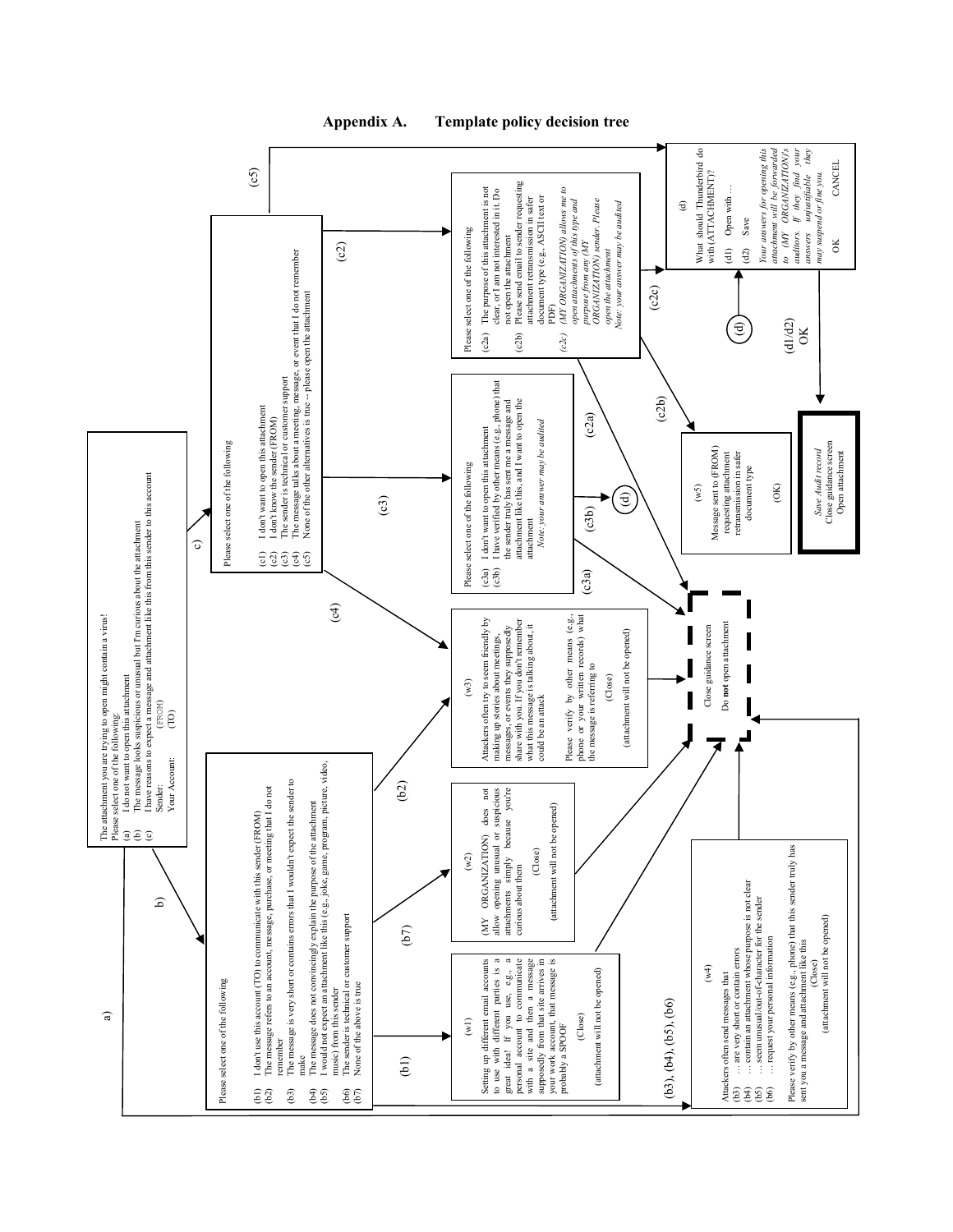## Appendix A. Template policy decision tree

**a)**

The attachment you are trying to open might contain a virus!
Please select one of the following:
- (a) I do not want to open this attachment
- (b) The message looks suspicious or unusual but I'm curious about the attachment
- (c) I have reasons to expect a message and attachment like this from this sender to this account

Sender: (FROM)
Your Account: (TO)

**b)**

Please select one of the following
- (b1) I don't use this account (TO) to communicate with this sender (FROM)
- (b2) The message refers to an account, message, purchase, or meeting that I do not remember
- (b3) The message is very short or contains errors that I wouldn't expect the sender to make
- (b4) The message does not convincingly explain the purpose of the attachment
- (b5) I would not expect an attachment like this (e.g., joke, game, program, picture, video, music) from this sender
- (b6) The sender is technical or customer support
- (b7) None of the above is true

**c)**

Please select one of the following
- (c1) I don't want to open this attachment
- (c2) I don't know the sender (FROM)
- (c3) The sender is technical or customer support
- (c4) The message talks about a meeting, message, or event that I do not remember
- (c5) None of the other alternatives is true -- please open the attachment

**(b1) → (w1)**

Setting up different email accounts to use with different parties is a great idea! If you use, e.g., a personal account to communicate with a site and then a message supposedly from that site arrives in your work account, that message is probably a SPOOF

(Close)

(attachment will not be opened)

**(b7) → (w2)**

(MY ORGANIZATION) does not allow opening unusual or suspicious attachments simply because you're curious about them

(Close)

(attachment will not be opened)

**(b2), (c4) → (w3)**

Attackers often try to seem friendly by making up stories about meetings, messages, or events they supposedly share with you. If you don't remember what this message is talking about, it could be an attack

Please verify by other means (e.g., phone or your written records) what the message is referring to

(Close)

(attachment will not be opened)

**(b3), (b4), (b5), (b6) → (w4)**

Attackers often send messages that
- (b3) … are very short or contain errors
- (b4) … contain an attachment whose purpose is not clear
- (b5) … seem unusual/out-of-character for the sender
- (b6) … request your personal information

Please verify by other means (e.g., phone) that this sender truly has sent you a message and attachment like this

(Close)

(attachment will not be opened)

**(c3)**

Please select one of the following
- (c3a) I don't want to open this attachment
- (c3b) I have verified by other means (e.g., phone) that the sender truly has sent me a message and attachment like this, and I want to open the attachment

*Note: your answer may be audited*

**(c2)**

Please select one of the following
- (c2a) The purpose of this attachment is not clear, or I am not interested in it. Do not open the attachment
- (c2b) Please send email to sender requesting attachment retransmission in safer document type (e.g., ASCII text or PDF)
- (c2c) *(MY ORGANIZATION) allows me to open attachments of this type and purpose from any (MY ORGANIZATION) sender. Please open the attachment*

*Note: your answer may be audited*

**(c2b) → (w5)**

Message sent to (FROM) requesting attachment retransmission in safer document type

(OK)

**(c5), (c2c), (c3b) → (d)**

What should Thunderbird do with (ATTACHMENT)?
- (d1) Open with …
- (d2) Save

*Your answers for opening this attachment will be forwarded to (MY ORGANIZATION)'s auditors. If they find your answers unjustifiable they may suspend or fine you.*

OK CANCEL

**(d1/d2) OK →**

*Save Audit record*
Close guidance screen
Open attachment

**(a), (w1), (w2), (w3), (w4), (c1), (c3a), (c2a) →**

Close guidance screen
Do **not** open attachment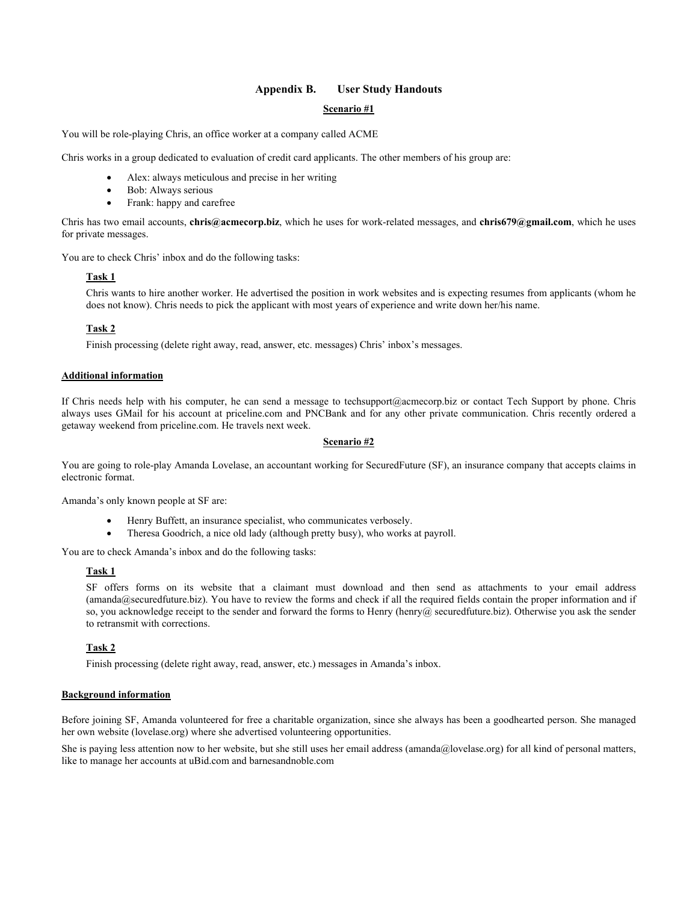## Appendix B. User Study Handouts

### Scenario #1

You will be role-playing Chris, an office worker at a company called ACME

Chris works in a group dedicated to evaluation of credit card applicants. The other members of his group are:

- Alex: always meticulous and precise in her writing
- Bob: Always serious
- Frank: happy and carefree

Chris has two email accounts, **chris@acmecorp.biz**, which he uses for work-related messages, and **chris679@gmail.com**, which he uses for private messages.

You are to check Chris' inbox and do the following tasks:

**Task 1**

Chris wants to hire another worker. He advertised the position in work websites and is expecting resumes from applicants (whom he does not know). Chris needs to pick the applicant with most years of experience and write down her/his name.

**Task 2**

Finish processing (delete right away, read, answer, etc. messages) Chris' inbox's messages.

**Additional information**

If Chris needs help with his computer, he can send a message to techsupport@acmecorp.biz or contact Tech Support by phone. Chris always uses GMail for his account at priceline.com and PNCBank and for any other private communication. Chris recently ordered a getaway weekend from priceline.com. He travels next week.

### Scenario #2

You are going to role-play Amanda Lovelase, an accountant working for SecuredFuture (SF), an insurance company that accepts claims in electronic format.

Amanda's only known people at SF are:

- Henry Buffett, an insurance specialist, who communicates verbosely.
- Theresa Goodrich, a nice old lady (although pretty busy), who works at payroll.

You are to check Amanda's inbox and do the following tasks:

**Task 1**

SF offers forms on its website that a claimant must download and then send as attachments to your email address (amanda@securedfuture.biz). You have to review the forms and check if all the required fields contain the proper information and if so, you acknowledge receipt to the sender and forward the forms to Henry (henry@ securedfuture.biz). Otherwise you ask the sender to retransmit with corrections.

**Task 2**

Finish processing (delete right away, read, answer, etc.) messages in Amanda's inbox.

**Background information**

Before joining SF, Amanda volunteered for free a charitable organization, since she always has been a goodhearted person. She managed her own website (lovelase.org) where she advertised volunteering opportunities.

She is paying less attention now to her website, but she still uses her email address (amanda@lovelase.org) for all kind of personal matters, like to manage her accounts at uBid.com and barnesandnoble.com